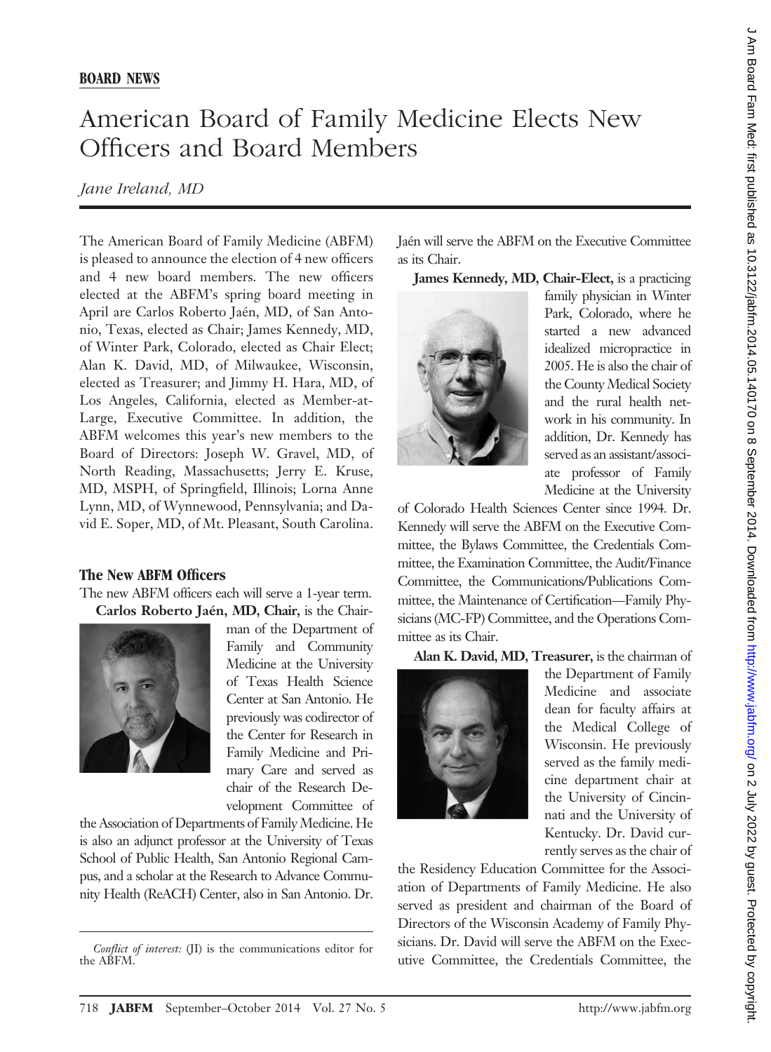BOARD NEWS

# American Board of Family Medicine Elects New Officers and Board Members

*Jane Ireland, MD*

The American Board of Family Medicine (ABFM) is pleased to announce the election of 4 new officers and 4 new board members. The new officers elected at the ABFM's spring board meeting in April are Carlos Roberto Jaén, MD, of San Antonio, Texas, elected as Chair; James Kennedy, MD, of Winter Park, Colorado, elected as Chair Elect; Alan K. David, MD, of Milwaukee, Wisconsin, elected as Treasurer; and Jimmy H. Hara, MD, of Los Angeles, California, elected as Member-at-Large, Executive Committee. In addition, the ABFM welcomes this year's new members to the Board of Directors: Joseph W. Gravel, MD, of North Reading, Massachusetts; Jerry E. Kruse, MD, MSPH, of Springfield, Illinois; Lorna Anne Lynn, MD, of Wynnewood, Pennsylvania; and David E. Soper, MD, of Mt. Pleasant, South Carolina.

## The New ABFM Officers

The new ABFM officers each will serve a 1-year term.

**Carlos Roberto Jaén, MD, Chair,** is the Chairman of the Department of Family and Community Medicine at the University of Texas Health Science Center at San Antonio. He previously was codirector of the Center for Research in Family Medicine and Primary Care and served as chair of the Research Development Committee of the Association of Departments of Family Medicine. He is also an adjunct professor at the University of Texas School of Public Health, San Antonio Regional Campus, and a scholar at the Research to Advance Community Health (ReACH) Center, also in San Antonio. Dr. Jaén will serve the ABFM on the Executive Committee as its Chair.

**James Kennedy, MD, Chair-Elect,** is a practicing family physician in Winter Park, Colorado, where he started a new advanced idealized micropractice in 2005. He is also the chair of the County Medical Society and the rural health network in his community. In addition, Dr. Kennedy has served as an assistant/associate professor of Family Medicine at the University of Colorado Health Sciences Center since 1994. Dr. Kennedy will serve the ABFM on the Executive Committee, the Bylaws Committee, the Credentials Committee, the Examination Committee, the Audit/Finance Committee, the Communications/Publications Committee, the Maintenance of Certification—Family Physicians (MC-FP) Committee, and the Operations Committee as its Chair.

**Alan K. David, MD, Treasurer,** is the chairman of the Department of Family Medicine and associate dean for faculty affairs at the Medical College of Wisconsin. He previously served as the family medicine department chair at the University of Cincinnati and the University of Kentucky. Dr. David currently serves as the chair of the Residency Education Committee for the Association of Departments of Family Medicine. He also served as president and chairman of the Board of Directors of the Wisconsin Academy of Family Physicians. Dr. David will serve the ABFM on the Executive Committee, the Credentials Committee, the

*Conflict of interest:* (JI) is the communications editor for the ABFM.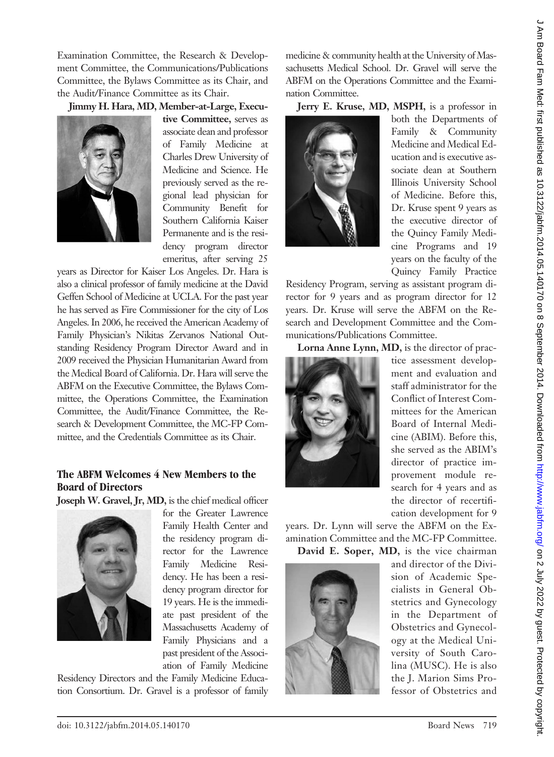Examination Committee, the Research & Development Committee, the Communications/Publications Committee, the Bylaws Committee as its Chair, and the Audit/Finance Committee as its Chair.

**Jimmy H. Hara, MD, Member-at-Large, Executive Committee,** serves as associate dean and professor of Family Medicine at Charles Drew University of Medicine and Science. He previously served as the regional lead physician for Community Benefit for Southern California Kaiser Permanente and is the residency program director emeritus, after serving 25 years as Director for Kaiser Los Angeles. Dr. Hara is also a clinical professor of family medicine at the David Geffen School of Medicine at UCLA. For the past year he has served as Fire Commissioner for the city of Los Angeles. In 2006, he received the American Academy of Family Physician's Nikitas Zervanos National Outstanding Residency Program Director Award and in 2009 received the Physician Humanitarian Award from the Medical Board of California. Dr. Hara will serve the ABFM on the Executive Committee, the Bylaws Committee, the Operations Committee, the Examination Committee, the Audit/Finance Committee, the Research & Development Committee, the MC-FP Committee, and the Credentials Committee as its Chair.

## The ABFM Welcomes 4 New Members to the Board of Directors

**Joseph W. Gravel, Jr, MD,** is the chief medical officer for the Greater Lawrence Family Health Center and the residency program director for the Lawrence Family Medicine Residency. He has been a residency program director for 19 years. He is the immediate past president of the Massachusetts Academy of Family Physicians and a past president of the Association of Family Medicine Residency Directors and the Family Medicine Education Consortium. Dr. Gravel is a professor of family medicine & community health at the University of Massachusetts Medical School. Dr. Gravel will serve the ABFM on the Operations Committee and the Examination Committee.

**Jerry E. Kruse, MD, MSPH,** is a professor in both the Departments of Family & Community Medicine and Medical Education and is executive associate dean at Southern Illinois University School of Medicine. Before this, Dr. Kruse spent 9 years as the executive director of the Quincy Family Medicine Programs and 19 years on the faculty of the Quincy Family Practice Residency Program, serving as assistant program director for 9 years and as program director for 12 years. Dr. Kruse will serve the ABFM on the Research and Development Committee and the Communications/Publications Committee.

**Lorna Anne Lynn, MD,** is the director of practice assessment development and evaluation and staff administrator for the Conflict of Interest Committees for the American Board of Internal Medicine (ABIM). Before this, she served as the ABIM's director of practice improvement module research for 4 years and as the director of recertification development for 9 years. Dr. Lynn will serve the ABFM on the Examination Committee and the MC-FP Committee.

**David E. Soper, MD,** is the vice chairman and director of the Division of Academic Specialists in General Obstetrics and Gynecology in the Department of Obstetrics and Gynecology at the Medical University of South Carolina (MUSC). He is also the J. Marion Sims Professor of Obstetrics and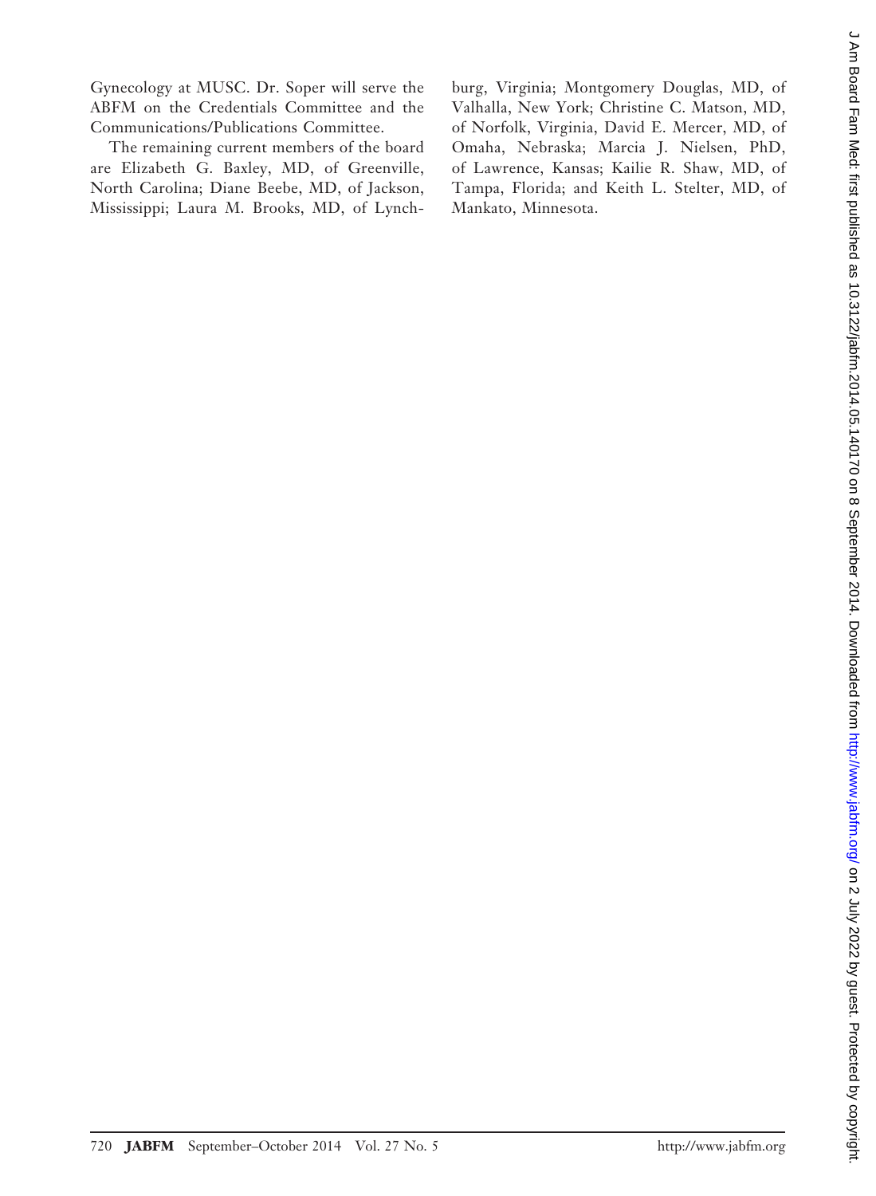Gynecology at MUSC. Dr. Soper will serve the ABFM on the Credentials Committee and the Communications/Publications Committee.

The remaining current members of the board are Elizabeth G. Baxley, MD, of Greenville, North Carolina; Diane Beebe, MD, of Jackson, Mississippi; Laura M. Brooks, MD, of Lynchburg, Virginia; Montgomery Douglas, MD, of Valhalla, New York; Christine C. Matson, MD, of Norfolk, Virginia, David E. Mercer, MD, of Omaha, Nebraska; Marcia J. Nielsen, PhD, of Lawrence, Kansas; Kailie R. Shaw, MD, of Tampa, Florida; and Keith L. Stelter, MD, of Mankato, Minnesota.